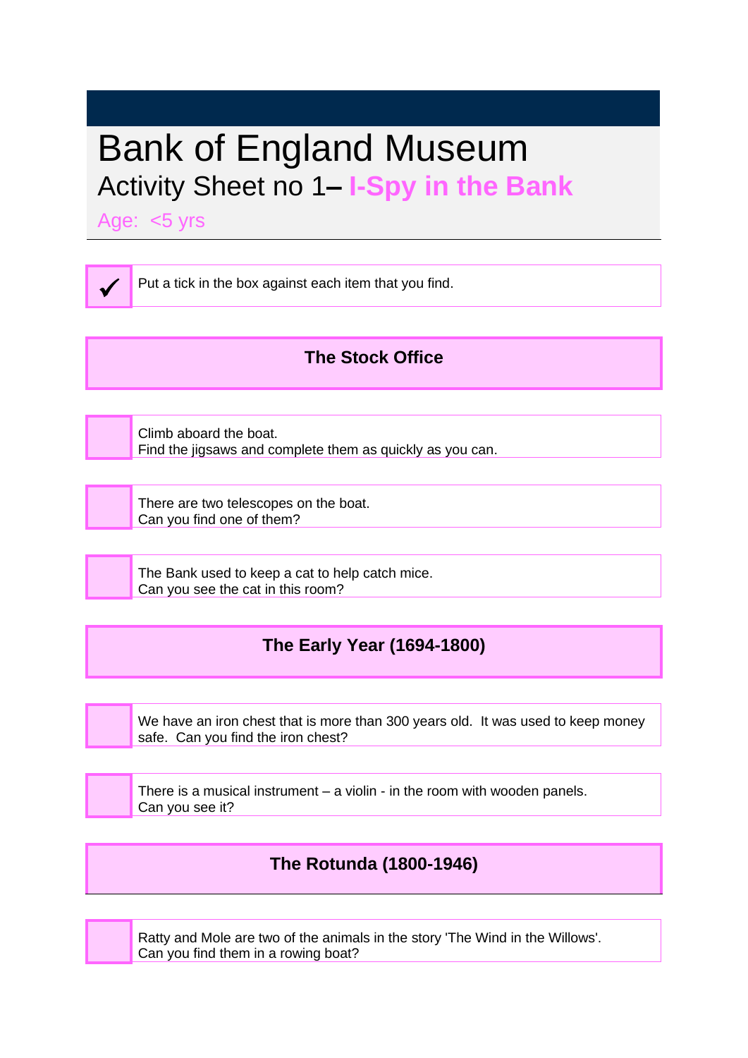# Bank of England Museum

## Activity Sheet no 1– **I-Spy in the Bank**

Age: <5 yrs

- [x] Put a tick in the box against each item that you find.

## The Stock Office

- [ ] Climb aboard the boat.
  Find the jigsaws and complete them as quickly as you can.

- [ ] There are two telescopes on the boat.
  Can you find one of them?

- [ ] The Bank used to keep a cat to help catch mice.
  Can you see the cat in this room?

## The Early Year (1694-1800)

- [ ] We have an iron chest that is more than 300 years old. It was used to keep money safe. Can you find the iron chest?

- [ ] There is a musical instrument – a violin - in the room with wooden panels.
  Can you see it?

## The Rotunda (1800-1946)

- [ ] Ratty and Mole are two of the animals in the story 'The Wind in the Willows'.
  Can you find them in a rowing boat?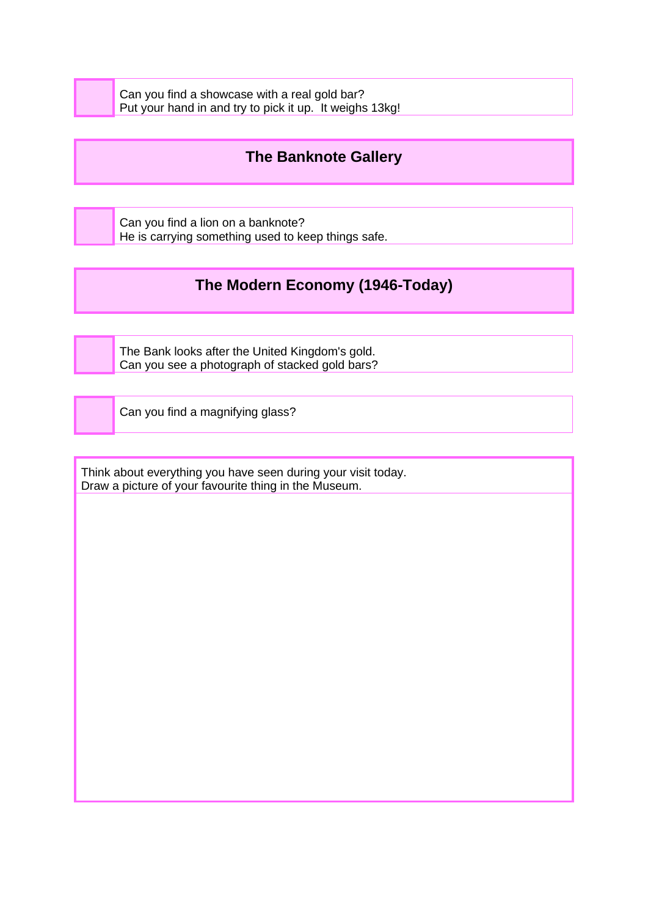- [ ] Can you find a showcase with a real gold bar?
  Put your hand in and try to pick it up.  It weighs 13kg!

## The Banknote Gallery

- [ ] Can you find a lion on a banknote?
  He is carrying something used to keep things safe.

## The Modern Economy (1946-Today)

- [ ] The Bank looks after the United Kingdom's gold.
  Can you see a photograph of stacked gold bars?

- [ ] Can you find a magnifying glass?

Think about everything you have seen during your visit today.
Draw a picture of your favourite thing in the Museum.